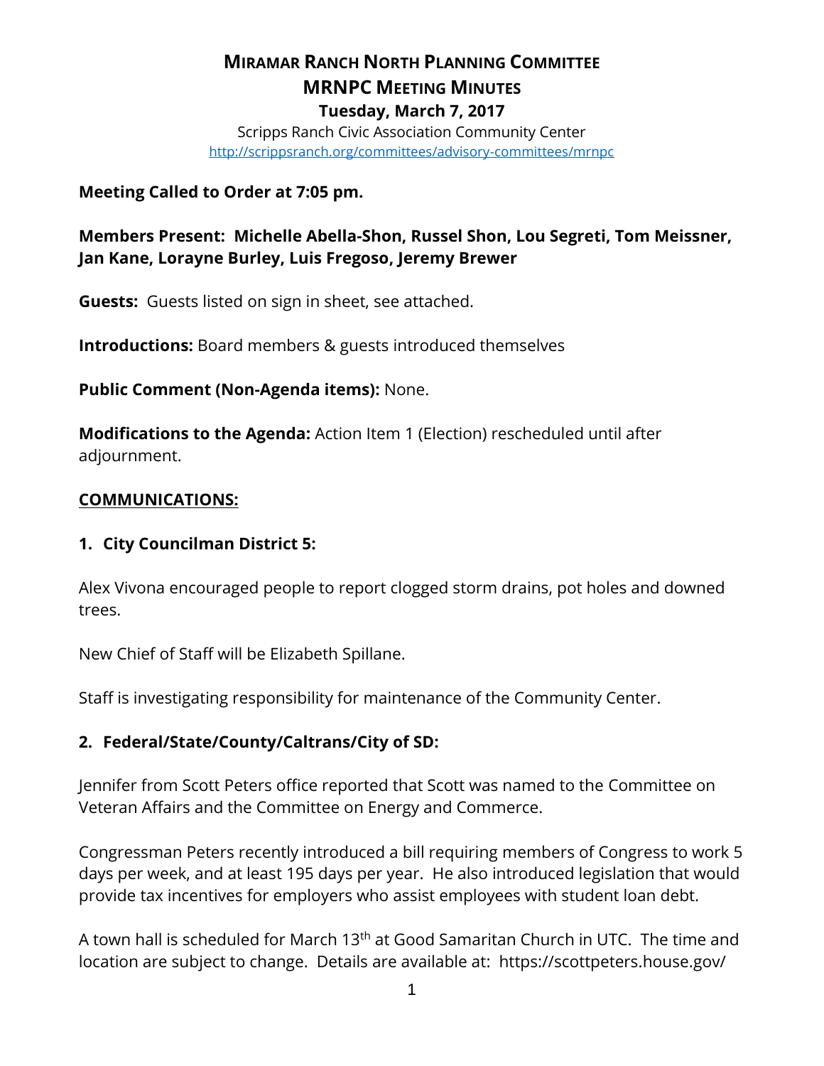# Miramar Ranch North Planning Committee
# MRNPC Meeting Minutes
## Tuesday, March 7, 2017

Scripps Ranch Civic Association Community Center
http://scrippsranch.org/committees/advisory-committees/mrnpc

**Meeting Called to Order at 7:05 pm.**

**Members Present: Michelle Abella-Shon, Russel Shon, Lou Segreti, Tom Meissner, Jan Kane, Lorayne Burley, Luis Fregoso, Jeremy Brewer**

**Guests:** Guests listed on sign in sheet, see attached.

**Introductions:** Board members & guests introduced themselves

**Public Comment (Non-Agenda items):** None.

**Modifications to the Agenda:** Action Item 1 (Election) rescheduled until after adjournment.

**<u>COMMUNICATIONS:</u>**

### 1. City Councilman District 5:

Alex Vivona encouraged people to report clogged storm drains, pot holes and downed trees.

New Chief of Staff will be Elizabeth Spillane.

Staff is investigating responsibility for maintenance of the Community Center.

### 2. Federal/State/County/Caltrans/City of SD:

Jennifer from Scott Peters office reported that Scott was named to the Committee on Veteran Affairs and the Committee on Energy and Commerce.

Congressman Peters recently introduced a bill requiring members of Congress to work 5 days per week, and at least 195 days per year. He also introduced legislation that would provide tax incentives for employers who assist employees with student loan debt.

A town hall is scheduled for March 13th at Good Samaritan Church in UTC. The time and location are subject to change. Details are available at: https://scottpeters.house.gov/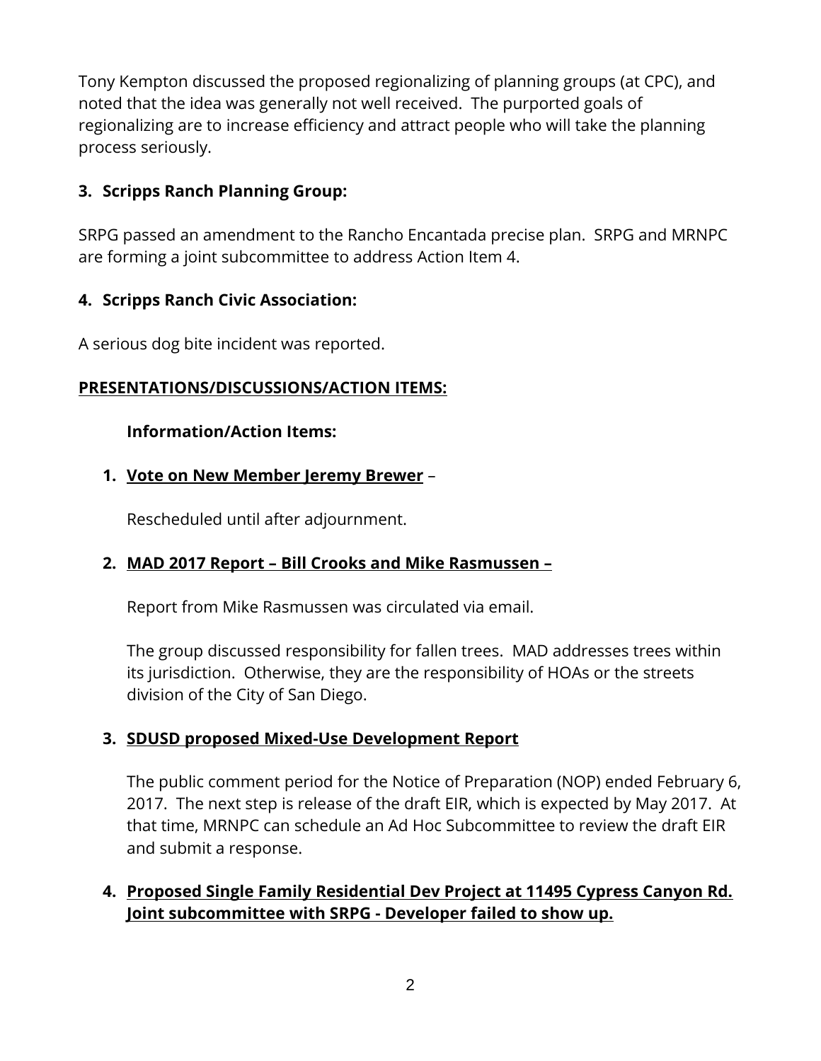Tony Kempton discussed the proposed regionalizing of planning groups (at CPC), and noted that the idea was generally not well received. The purported goals of regionalizing are to increase efficiency and attract people who will take the planning process seriously.

**3. Scripps Ranch Planning Group:**

SRPG passed an amendment to the Rancho Encantada precise plan. SRPG and MRNPC are forming a joint subcommittee to address Action Item 4.

**4. Scripps Ranch Civic Association:**

A serious dog bite incident was reported.

**PRESENTATIONS/DISCUSSIONS/ACTION ITEMS:**

**Information/Action Items:**

1. **Vote on New Member Jeremy Brewer** –

   Rescheduled until after adjournment.

2. **MAD 2017 Report – Bill Crooks and Mike Rasmussen –**

   Report from Mike Rasmussen was circulated via email.

   The group discussed responsibility for fallen trees. MAD addresses trees within its jurisdiction. Otherwise, they are the responsibility of HOAs or the streets division of the City of San Diego.

3. **SDUSD proposed Mixed-Use Development Report**

   The public comment period for the Notice of Preparation (NOP) ended February 6, 2017. The next step is release of the draft EIR, which is expected by May 2017. At that time, MRNPC can schedule an Ad Hoc Subcommittee to review the draft EIR and submit a response.

4. **Proposed Single Family Residential Dev Project at 11495 Cypress Canyon Rd. Joint subcommittee with SRPG - Developer failed to show up.**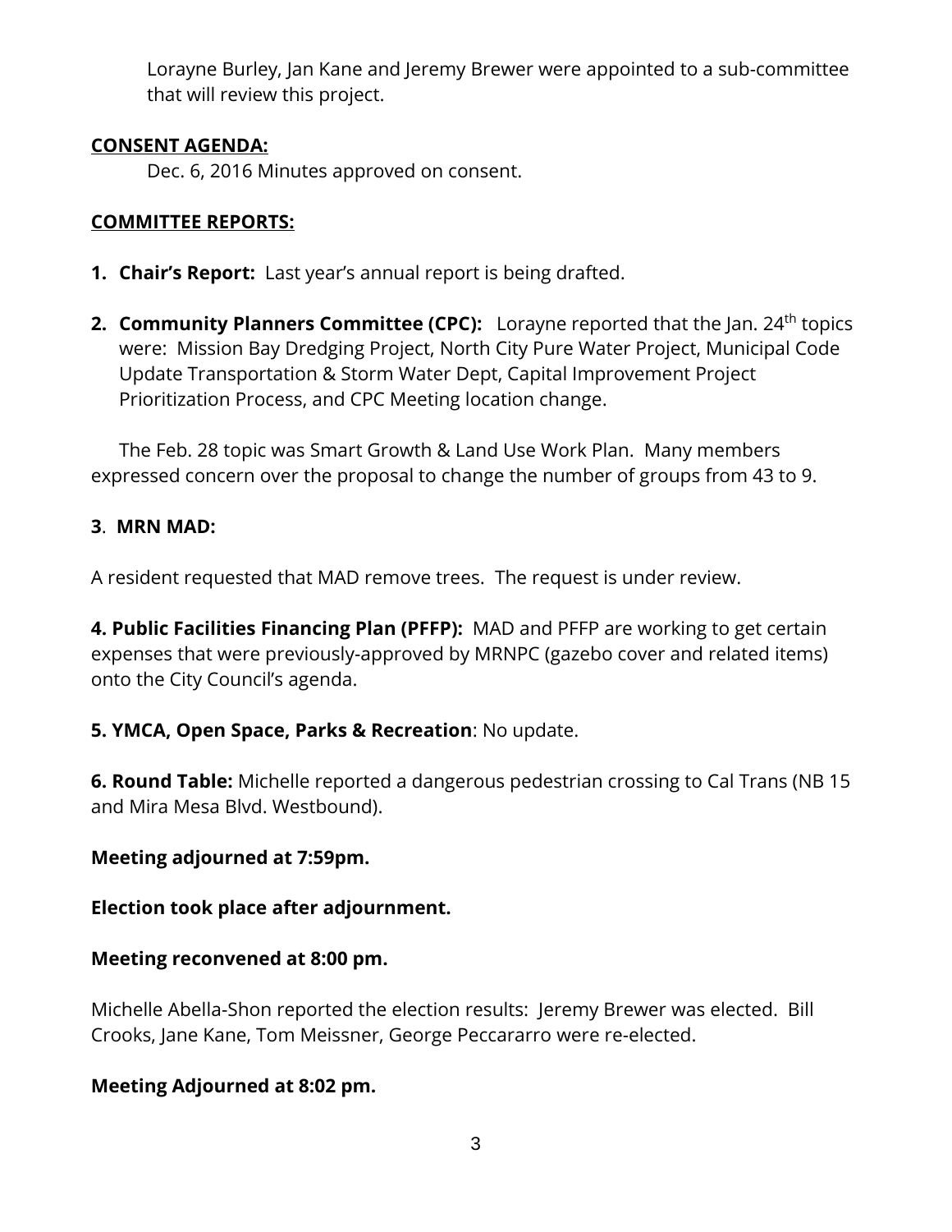Lorayne Burley, Jan Kane and Jeremy Brewer were appointed to a sub-committee that will review this project.

**CONSENT AGENDA:**

Dec. 6, 2016 Minutes approved on consent.

**COMMITTEE REPORTS:**

1. **Chair's Report:** Last year's annual report is being drafted.

2. **Community Planners Committee (CPC):** Lorayne reported that the Jan. 24th topics were: Mission Bay Dredging Project, North City Pure Water Project, Municipal Code Update Transportation & Storm Water Dept, Capital Improvement Project Prioritization Process, and CPC Meeting location change.

The Feb. 28 topic was Smart Growth & Land Use Work Plan. Many members expressed concern over the proposal to change the number of groups from 43 to 9.

**3**. **MRN MAD:**

A resident requested that MAD remove trees. The request is under review.

**4. Public Facilities Financing Plan (PFFP):** MAD and PFFP are working to get certain expenses that were previously-approved by MRNPC (gazebo cover and related items) onto the City Council's agenda.

**5. YMCA, Open Space, Parks & Recreation**: No update.

**6. Round Table:** Michelle reported a dangerous pedestrian crossing to Cal Trans (NB 15 and Mira Mesa Blvd. Westbound).

**Meeting adjourned at 7:59pm.**

**Election took place after adjournment.**

**Meeting reconvened at 8:00 pm.**

Michelle Abella-Shon reported the election results: Jeremy Brewer was elected. Bill Crooks, Jane Kane, Tom Meissner, George Peccararro were re-elected.

**Meeting Adjourned at 8:02 pm.**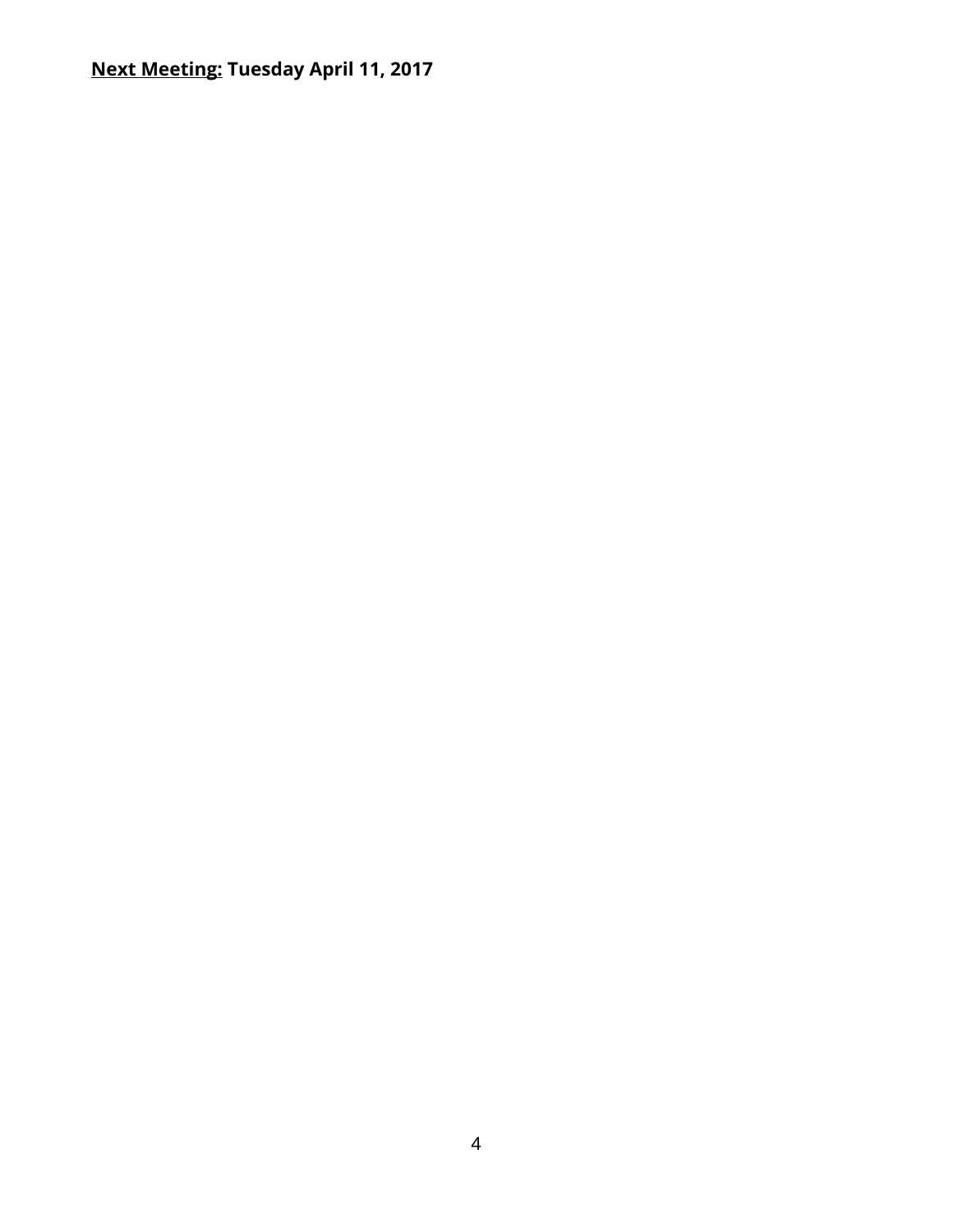**<u>Next Meeting:</u> Tuesday April 11, 2017**